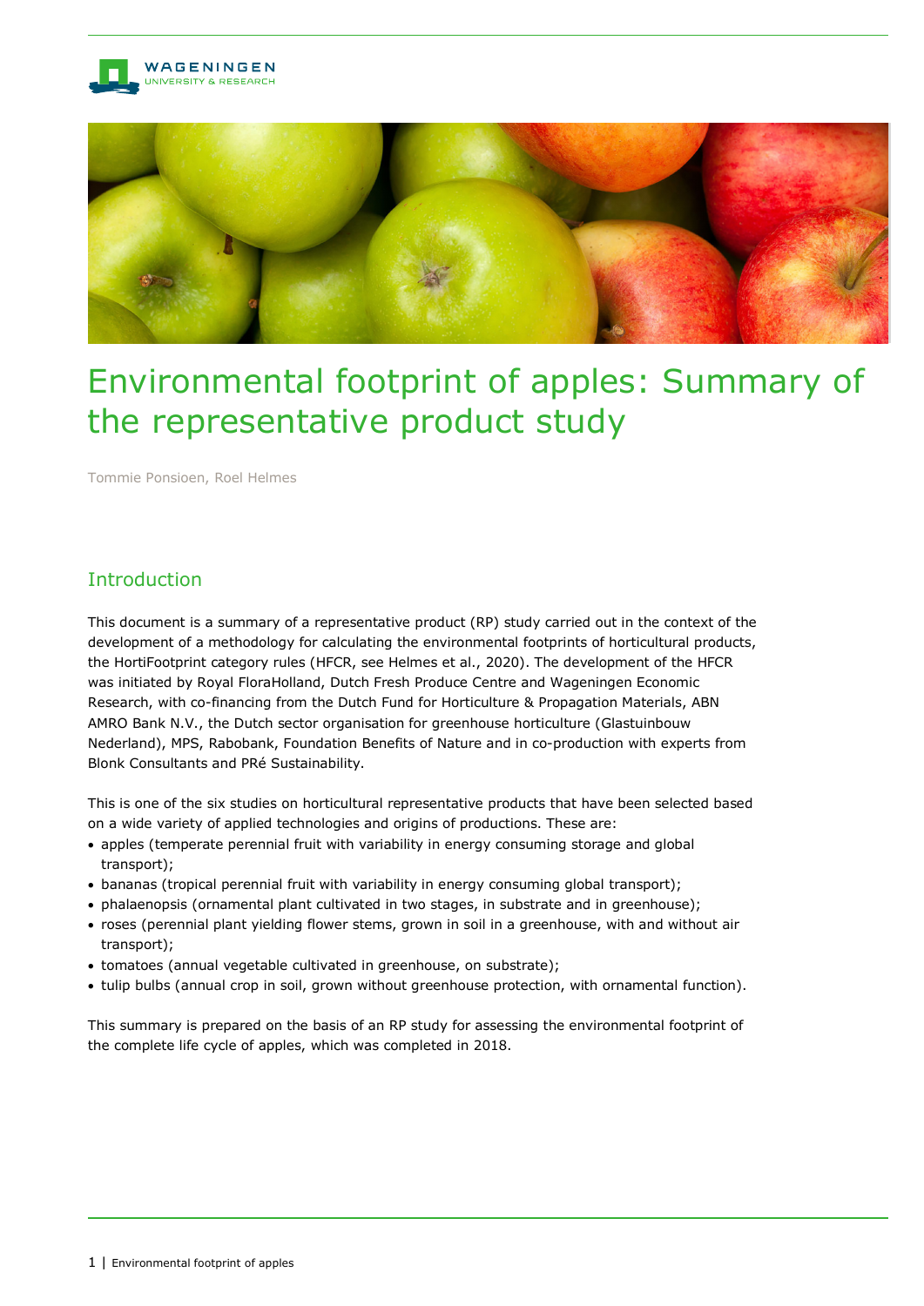# Environmental footprint of apples: Summary of the representative product study

Tommie Ponsioen, Roel Helmes

## Introduction

This document is a summary of a representative product (RP) study carried out in the context of the development of a methodology for calculating the environmental footprints of horticultural products, the HortiFootprint category rules (HFCR, see Helmes et al., 2020). The development of the HFCR was initiated by Royal FloraHolland, Dutch Fresh Produce Centre and Wageningen Economic Research, with co-financing from the Dutch Fund for Horticulture & Propagation Materials, ABN AMRO Bank N.V., the Dutch sector organisation for greenhouse horticulture (Glastuinbouw Nederland), MPS, Rabobank, Foundation Benefits of Nature and in co-production with experts from Blonk Consultants and PRé Sustainability.

This is one of the six studies on horticultural representative products that have been selected based on a wide variety of applied technologies and origins of productions. These are:

- apples (temperate perennial fruit with variability in energy consuming storage and global transport);
- bananas (tropical perennial fruit with variability in energy consuming global transport);
- phalaenopsis (ornamental plant cultivated in two stages, in substrate and in greenhouse);
- roses (perennial plant yielding flower stems, grown in soil in a greenhouse, with and without air transport);
- tomatoes (annual vegetable cultivated in greenhouse, on substrate);
- tulip bulbs (annual crop in soil, grown without greenhouse protection, with ornamental function).

This summary is prepared on the basis of an RP study for assessing the environmental footprint of the complete life cycle of apples, which was completed in 2018.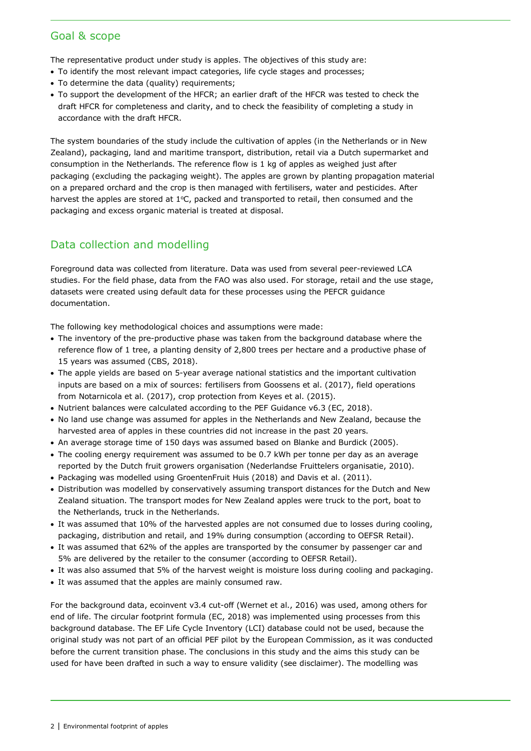## Goal & scope

The representative product under study is apples. The objectives of this study are:

- To identify the most relevant impact categories, life cycle stages and processes;
- To determine the data (quality) requirements;
- To support the development of the HFCR; an earlier draft of the HFCR was tested to check the draft HFCR for completeness and clarity, and to check the feasibility of completing a study in accordance with the draft HFCR.

The system boundaries of the study include the cultivation of apples (in the Netherlands or in New Zealand), packaging, land and maritime transport, distribution, retail via a Dutch supermarket and consumption in the Netherlands. The reference flow is 1 kg of apples as weighed just after packaging (excluding the packaging weight). The apples are grown by planting propagation material on a prepared orchard and the crop is then managed with fertilisers, water and pesticides. After harvest the apples are stored at 1°C, packed and transported to retail, then consumed and the packaging and excess organic material is treated at disposal.

## Data collection and modelling

Foreground data was collected from literature. Data was used from several peer-reviewed LCA studies. For the field phase, data from the FAO was also used. For storage, retail and the use stage, datasets were created using default data for these processes using the PEFCR guidance documentation.

The following key methodological choices and assumptions were made:

- The inventory of the pre-productive phase was taken from the background database where the reference flow of 1 tree, a planting density of 2,800 trees per hectare and a productive phase of 15 years was assumed (CBS, 2018).
- The apple yields are based on 5-year average national statistics and the important cultivation inputs are based on a mix of sources: fertilisers from Goossens et al. (2017), field operations from Notarnicola et al. (2017), crop protection from Keyes et al. (2015).
- Nutrient balances were calculated according to the PEF Guidance v6.3 (EC, 2018).
- No land use change was assumed for apples in the Netherlands and New Zealand, because the harvested area of apples in these countries did not increase in the past 20 years.
- An average storage time of 150 days was assumed based on Blanke and Burdick (2005).
- The cooling energy requirement was assumed to be 0.7 kWh per tonne per day as an average reported by the Dutch fruit growers organisation (Nederlandse Fruittelers organisatie, 2010).
- Packaging was modelled using GroentenFruit Huis (2018) and Davis et al. (2011).
- Distribution was modelled by conservatively assuming transport distances for the Dutch and New Zealand situation. The transport modes for New Zealand apples were truck to the port, boat to the Netherlands, truck in the Netherlands.
- It was assumed that 10% of the harvested apples are not consumed due to losses during cooling, packaging, distribution and retail, and 19% during consumption (according to OEFSR Retail).
- It was assumed that 62% of the apples are transported by the consumer by passenger car and 5% are delivered by the retailer to the consumer (according to OEFSR Retail).
- It was also assumed that 5% of the harvest weight is moisture loss during cooling and packaging.
- It was assumed that the apples are mainly consumed raw.

For the background data, ecoinvent v3.4 cut-off (Wernet et al., 2016) was used, among others for end of life. The circular footprint formula (EC, 2018) was implemented using processes from this background database. The EF Life Cycle Inventory (LCI) database could not be used, because the original study was not part of an official PEF pilot by the European Commission, as it was conducted before the current transition phase. The conclusions in this study and the aims this study can be used for have been drafted in such a way to ensure validity (see disclaimer). The modelling was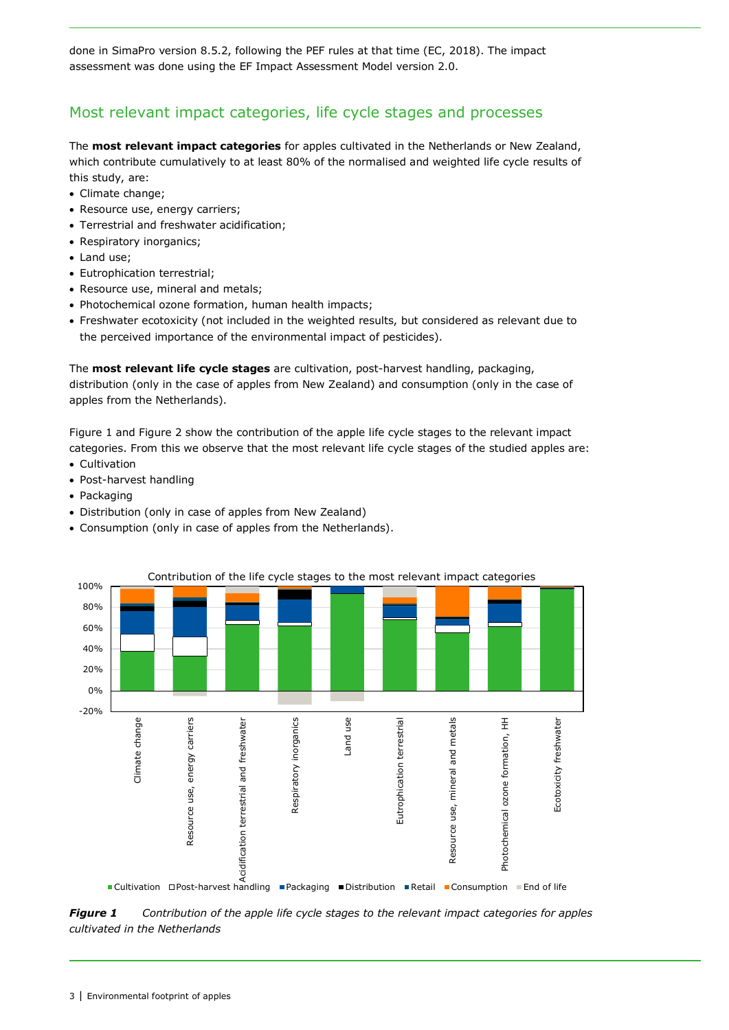done in SimaPro version 8.5.2, following the PEF rules at that time (EC, 2018). The impact assessment was done using the EF Impact Assessment Model version 2.0.

## Most relevant impact categories, life cycle stages and processes

The **most relevant impact categories** for apples cultivated in the Netherlands or New Zealand, which contribute cumulatively to at least 80% of the normalised and weighted life cycle results of this study, are:

- Climate change;
- Resource use, energy carriers;
- Terrestrial and freshwater acidification;
- Respiratory inorganics;
- Land use;
- Eutrophication terrestrial;
- Resource use, mineral and metals;
- Photochemical ozone formation, human health impacts;
- Freshwater ecotoxicity (not included in the weighted results, but considered as relevant due to the perceived importance of the environmental impact of pesticides).

The **most relevant life cycle stages** are cultivation, post-harvest handling, packaging, distribution (only in the case of apples from New Zealand) and consumption (only in the case of apples from the Netherlands).

Figure 1 and Figure 2 show the contribution of the apple life cycle stages to the relevant impact categories. From this we observe that the most relevant life cycle stages of the studied apples are:

- Cultivation
- Post-harvest handling
- Packaging
- Distribution (only in case of apples from New Zealand)
- Consumption (only in case of apples from the Netherlands).

***Figure 1*** *Contribution of the apple life cycle stages to the relevant impact categories for apples cultivated in the Netherlands*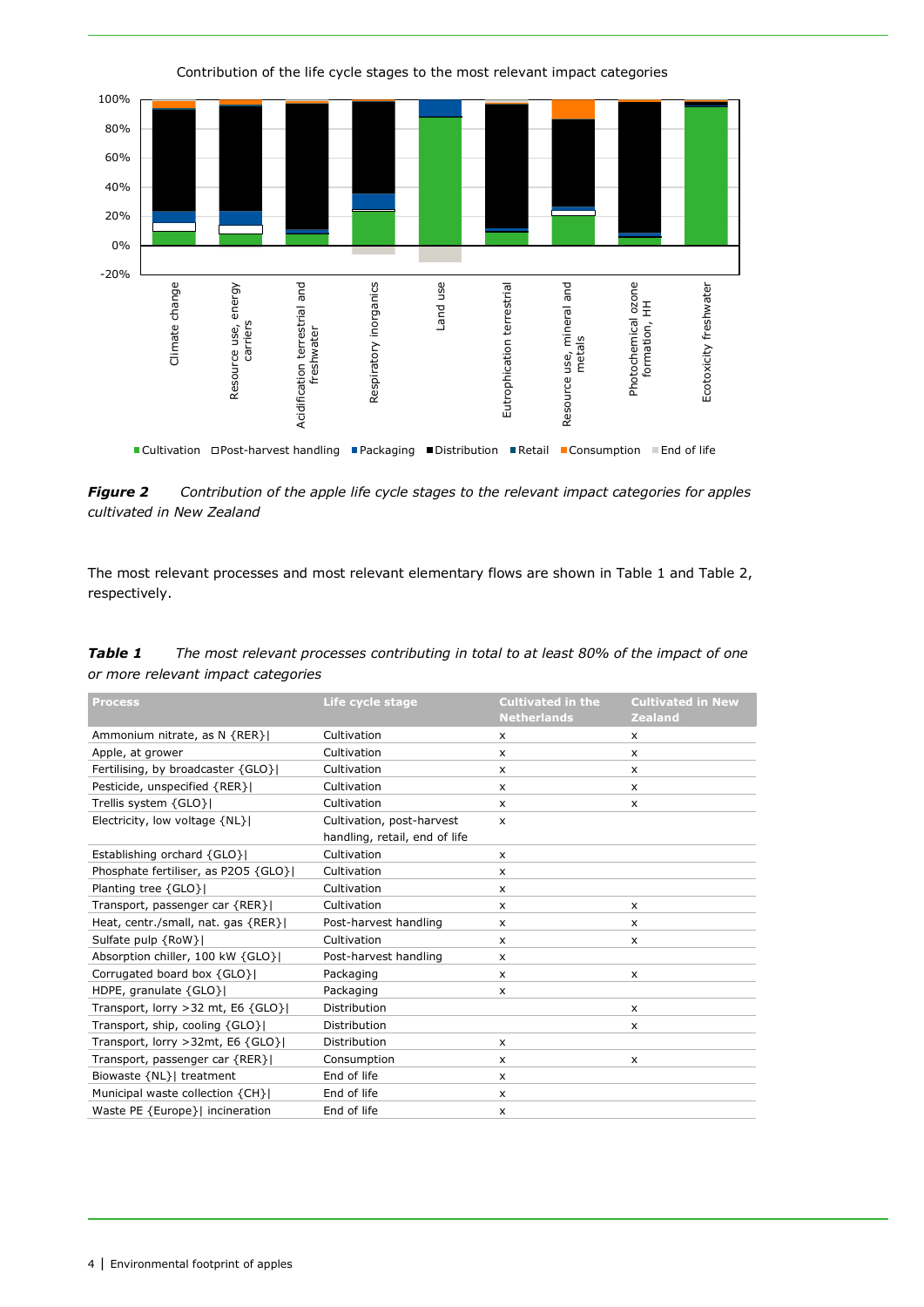Contribution of the life cycle stages to the most relevant impact categories

*Figure 2* Contribution of the apple life cycle stages to the relevant impact categories for apples cultivated in New Zealand

The most relevant processes and most relevant elementary flows are shown in Table 1 and Table 2, respectively.

***Table 1*** *The most relevant processes contributing in total to at least 80% of the impact of one or more relevant impact categories*

| Process | Life cycle stage | Cultivated in the Netherlands | Cultivated in New Zealand |
|---|---|---|---|
| Ammonium nitrate, as N {RER}\| | Cultivation | x | x |
| Apple, at grower | Cultivation | x | x |
| Fertilising, by broadcaster {GLO}\| | Cultivation | x | x |
| Pesticide, unspecified {RER}\| | Cultivation | x | x |
| Trellis system {GLO}\| | Cultivation | x | x |
| Electricity, low voltage {NL}\| | Cultivation, post-harvest handling, retail, end of life | x | |
| Establishing orchard {GLO}\| | Cultivation | x | |
| Phosphate fertiliser, as P2O5 {GLO}\| | Cultivation | x | |
| Planting tree {GLO}\| | Cultivation | x | |
| Transport, passenger car {RER}\| | Cultivation | x | x |
| Heat, centr./small, nat. gas {RER}\| | Post-harvest handling | x | x |
| Sulfate pulp {RoW}\| | Cultivation | x | x |
| Absorption chiller, 100 kW {GLO}\| | Post-harvest handling | x | |
| Corrugated board box {GLO}\| | Packaging | x | x |
| HDPE, granulate {GLO}\| | Packaging | x | |
| Transport, lorry >32 mt, E6 {GLO}\| | Distribution | | x |
| Transport, ship, cooling {GLO}\| | Distribution | | x |
| Transport, lorry >32mt, E6 {GLO}\| | Distribution | x | |
| Transport, passenger car {RER}\| | Consumption | x | x |
| Biowaste {NL}\| treatment | End of life | x | |
| Municipal waste collection {CH}\| | End of life | x | |
| Waste PE {Europe}\| incineration | End of life | x | |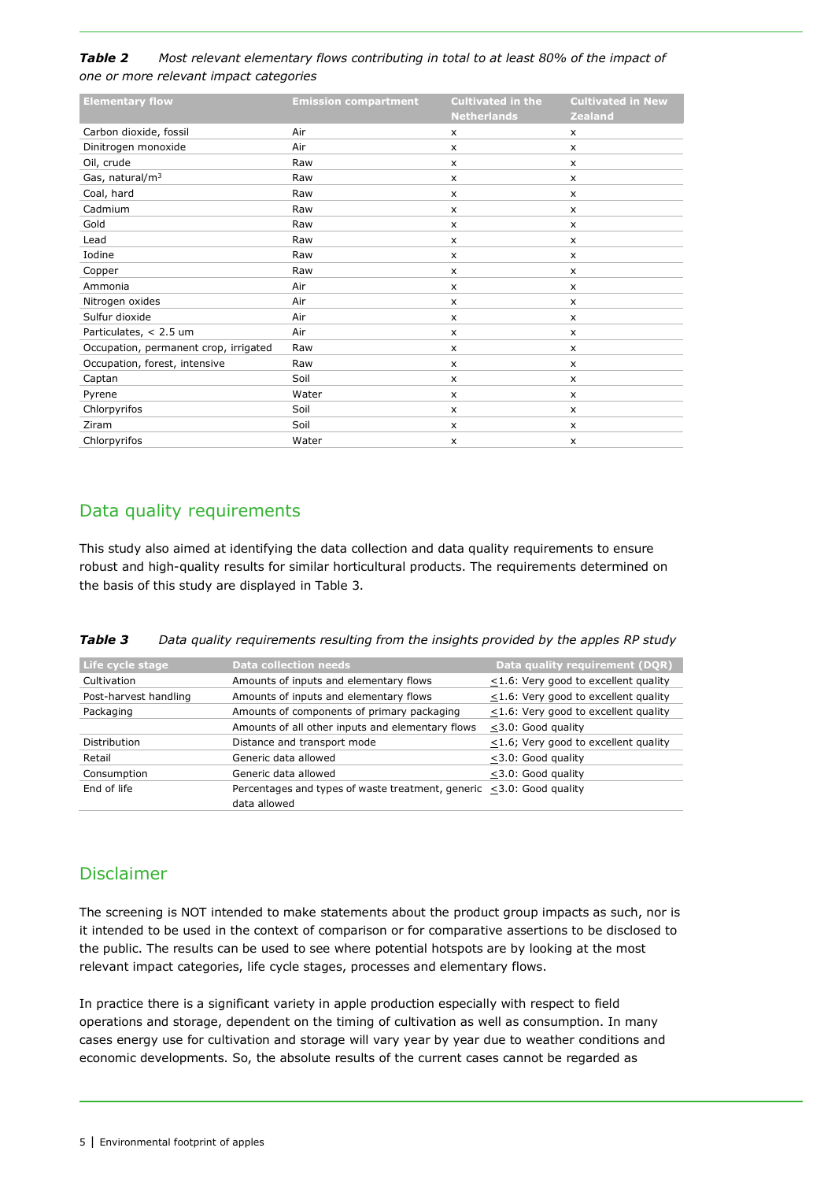***Table 2*** *Most relevant elementary flows contributing in total to at least 80% of the impact of one or more relevant impact categories*

| Elementary flow | Emission compartment | Cultivated in the Netherlands | Cultivated in New Zealand |
|---|---|---|---|
| Carbon dioxide, fossil | Air | x | x |
| Dinitrogen monoxide | Air | x | x |
| Oil, crude | Raw | x | x |
| Gas, natural/m$^3$ | Raw | x | x |
| Coal, hard | Raw | x | x |
| Cadmium | Raw | x | x |
| Gold | Raw | x | x |
| Lead | Raw | x | x |
| Iodine | Raw | x | x |
| Copper | Raw | x | x |
| Ammonia | Air | x | x |
| Nitrogen oxides | Air | x | x |
| Sulfur dioxide | Air | x | x |
| Particulates, < 2.5 um | Air | x | x |
| Occupation, permanent crop, irrigated | Raw | x | x |
| Occupation, forest, intensive | Raw | x | x |
| Captan | Soil | x | x |
| Pyrene | Water | x | x |
| Chlorpyrifos | Soil | x | x |
| Ziram | Soil | x | x |
| Chlorpyrifos | Water | x | x |

## Data quality requirements

This study also aimed at identifying the data collection and data quality requirements to ensure robust and high-quality results for similar horticultural products. The requirements determined on the basis of this study are displayed in Table 3.

***Table 3*** *Data quality requirements resulting from the insights provided by the apples RP study*

| Life cycle stage | Data collection needs | Data quality requirement (DQR) |
|---|---|---|
| Cultivation | Amounts of inputs and elementary flows | ≤1.6: Very good to excellent quality |
| Post-harvest handling | Amounts of inputs and elementary flows | ≤1.6: Very good to excellent quality |
| Packaging | Amounts of components of primary packaging | ≤1.6: Very good to excellent quality |
| | Amounts of all other inputs and elementary flows | ≤3.0: Good quality |
| Distribution | Distance and transport mode | ≤1.6; Very good to excellent quality |
| Retail | Generic data allowed | ≤3.0: Good quality |
| Consumption | Generic data allowed | ≤3.0: Good quality |
| End of life | Percentages and types of waste treatment, generic data allowed | ≤3.0: Good quality |

## Disclaimer

The screening is NOT intended to make statements about the product group impacts as such, nor is it intended to be used in the context of comparison or for comparative assertions to be disclosed to the public. The results can be used to see where potential hotspots are by looking at the most relevant impact categories, life cycle stages, processes and elementary flows.

In practice there is a significant variety in apple production especially with respect to field operations and storage, dependent on the timing of cultivation as well as consumption. In many cases energy use for cultivation and storage will vary year by year due to weather conditions and economic developments. So, the absolute results of the current cases cannot be regarded as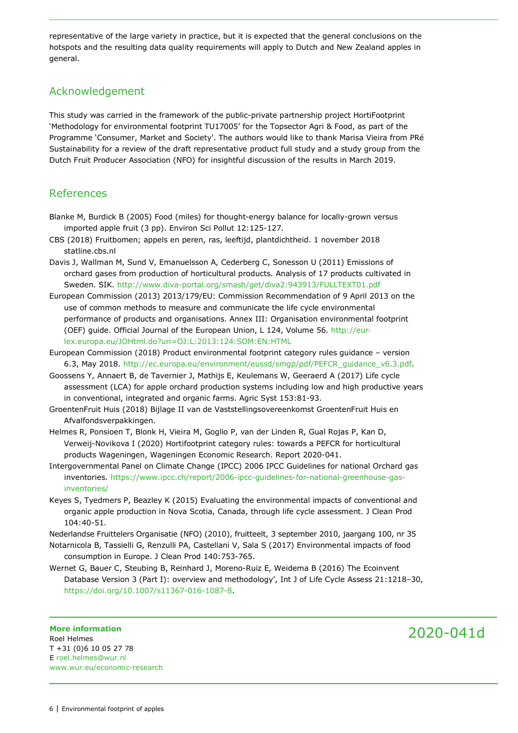representative of the large variety in practice, but it is expected that the general conclusions on the hotspots and the resulting data quality requirements will apply to Dutch and New Zealand apples in general.

## Acknowledgement

This study was carried in the framework of the public-private partnership project HortiFootprint 'Methodology for environmental footprint TU17005' for the Topsector Agri & Food, as part of the Programme 'Consumer, Market and Society'. The authors would like to thank Marisa Vieira from PRé Sustainability for a review of the draft representative product full study and a study group from the Dutch Fruit Producer Association (NFO) for insightful discussion of the results in March 2019.

## References

Blanke M, Burdick B (2005) Food (miles) for thought-energy balance for locally-grown versus imported apple fruit (3 pp). Environ Sci Pollut 12:125-127.

CBS (2018) Fruitbomen; appels en peren, ras, leeftijd, plantdichtheid. 1 november 2018 statline.cbs.nl

Davis J, Wallman M, Sund V, Emanuelsson A, Cederberg C, Sonesson U (2011) Emissions of orchard gases from production of horticultural products. Analysis of 17 products cultivated in Sweden. SIK. http://www.diva-portal.org/smash/get/diva2:943913/FULLTEXT01.pdf

European Commission (2013) 2013/179/EU: Commission Recommendation of 9 April 2013 on the use of common methods to measure and communicate the life cycle environmental performance of products and organisations. Annex III: Organisation environmental footprint (OEF) guide. Official Journal of the European Union, L 124, Volume 56. http://eur-lex.europa.eu/JOHtml.do?uri=OJ:L:2013:124:SOM:EN:HTML

European Commission (2018) Product environmental footprint category rules guidance – version 6.3, May 2018. http://ec.europa.eu/environment/eussd/smgp/pdf/PEFCR_guidance_v6.3.pdf.

Goossens Y, Annaert B, de Tavernier J, Mathijs E, Keulemans W, Geeraerd A (2017) Life cycle assessment (LCA) for apple orchard production systems including low and high productive years in conventional, integrated and organic farms. Agric Syst 153:81-93.

GroentenFruit Huis (2018) Bijlage II van de Vaststellingsovereenkomst GroentenFruit Huis en Afvalfondsverpakkingen.

Helmes R, Ponsioen T, Blonk H, Vieira M, Goglio P, van der Linden R, Gual Rojas P, Kan D, Verweij-Novikova I (2020) Hortifootprint category rules: towards a PEFCR for horticultural products Wageningen, Wageningen Economic Research. Report 2020-041.

Intergovernmental Panel on Climate Change (IPCC) 2006 IPCC Guidelines for national Orchard gas inventories. https://www.ipcc.ch/report/2006-ipcc-guidelines-for-national-greenhouse-gas-inventories/

Keyes S, Tyedmers P, Beazley K (2015) Evaluating the environmental impacts of conventional and organic apple production in Nova Scotia, Canada, through life cycle assessment. J Clean Prod 104:40-51.

Nederlandse Fruittelers Organisatie (NFO) (2010), fruitteelt, 3 september 2010, jaargang 100, nr 35

Notarnicola B, Tassielli G, Renzulli PA, Castellani V, Sala S (2017) Environmental impacts of food consumption in Europe. J Clean Prod 140:753-765.

Wernet G, Bauer C, Steubing B, Reinhard J, Moreno-Ruiz E, Weidema B (2016) The Ecoinvent Database Version 3 (Part I): overview and methodology', Int J of Life Cycle Assess 21:1218–30, https://doi.org/10.1007/s11367-016-1087-8.

**More information**
Roel Helmes
T +31 (0)6 10 05 27 78
E roel.helmes@wur.nl
www.wur.eu/economic-research

2020-041d